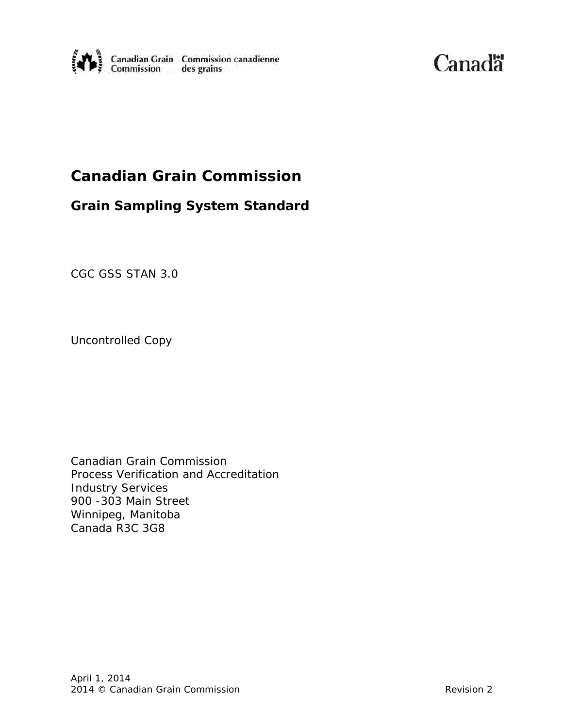Canadian Grain Commission | Commission canadienne des grains

Canada

# Canadian Grain Commission

## Grain Sampling System Standard

CGC GSS STAN 3.0

Uncontrolled Copy

Canadian Grain Commission
Process Verification and Accreditation
Industry Services
900 -303 Main Street
Winnipeg, Manitoba
Canada R3C 3G8

April 1, 2014
2014 © Canadian Grain Commission

Revision 2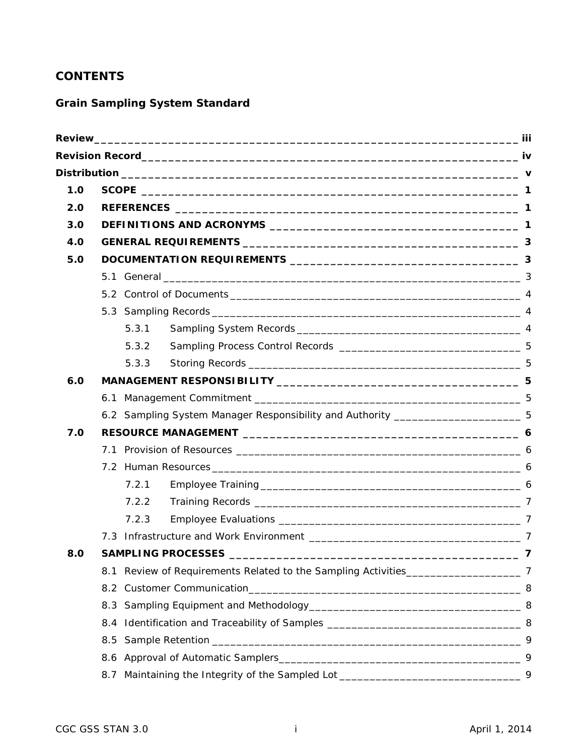# CONTENTS

## Grain Sampling System Standard

| | | |
|---|---|---|
| **Review** | | **iii** |
| **Revision Record** | | **iv** |
| **Distribution** | | **v** |
| **1.0** | **SCOPE** | **1** |
| **2.0** | **REFERENCES** | **1** |
| **3.0** | **DEFINITIONS AND ACRONYMS** | **1** |
| **4.0** | **GENERAL REQUIREMENTS** | **3** |
| **5.0** | **DOCUMENTATION REQUIREMENTS** | **3** |
| | 5.1 General | 3 |
| | 5.2 Control of Documents | 4 |
| | 5.3 Sampling Records | 4 |
| | 5.3.1 Sampling System Records | 4 |
| | 5.3.2 Sampling Process Control Records | 5 |
| | 5.3.3 Storing Records | 5 |
| **6.0** | **MANAGEMENT RESPONSIBILITY** | **5** |
| | 6.1 Management Commitment | 5 |
| | 6.2 Sampling System Manager Responsibility and Authority | 5 |
| **7.0** | **RESOURCE MANAGEMENT** | **6** |
| | 7.1 Provision of Resources | 6 |
| | 7.2 Human Resources | 6 |
| | 7.2.1 Employee Training | 6 |
| | 7.2.2 Training Records | 7 |
| | 7.2.3 Employee Evaluations | 7 |
| | 7.3 Infrastructure and Work Environment | 7 |
| **8.0** | **SAMPLING PROCESSES** | **7** |
| | 8.1 Review of Requirements Related to the Sampling Activities | 7 |
| | 8.2 Customer Communication | 8 |
| | 8.3 Sampling Equipment and Methodology | 8 |
| | 8.4 Identification and Traceability of Samples | 8 |
| | 8.5 Sample Retention | 9 |
| | 8.6 Approval of Automatic Samplers | 9 |
| | 8.7 Maintaining the Integrity of the Sampled Lot | 9 |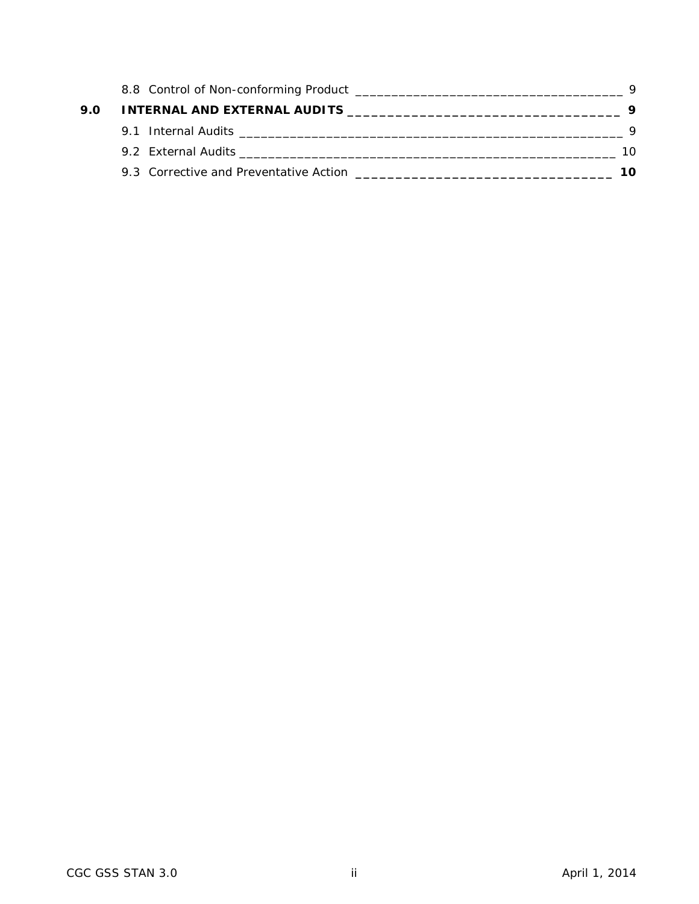8.8 Control of Non-conforming Product ____________________________________ 9

**9.0 INTERNAL AND EXTERNAL AUDITS ___________________________________ 9**

9.1 Internal Audits ______________________________________________________ 9

9.2 External Audits _____________________________________________________ 10

9.3 Corrective and Preventative Action **________________________________ 10**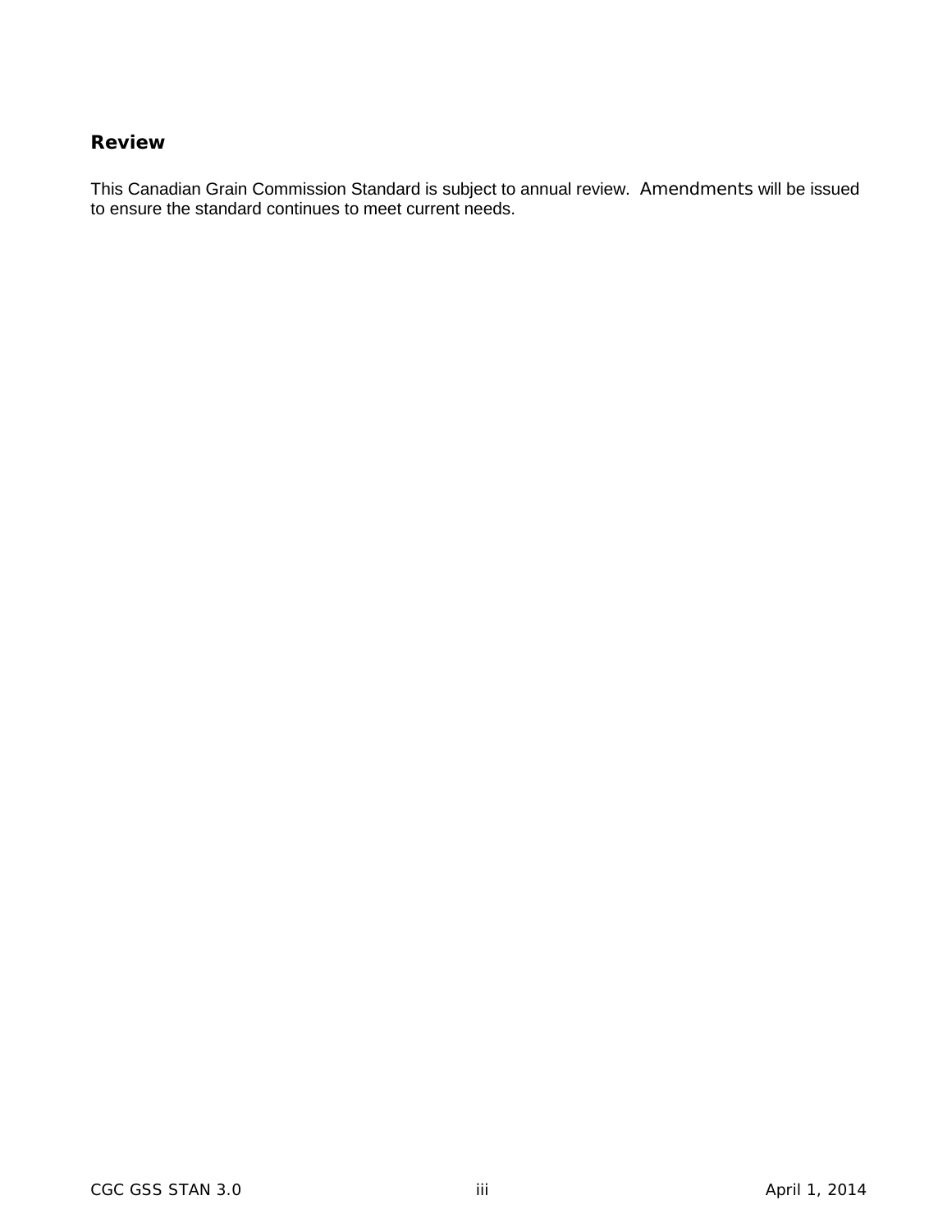## Review

This Canadian Grain Commission Standard is subject to annual review. Amendments will be issued to ensure the standard continues to meet current needs.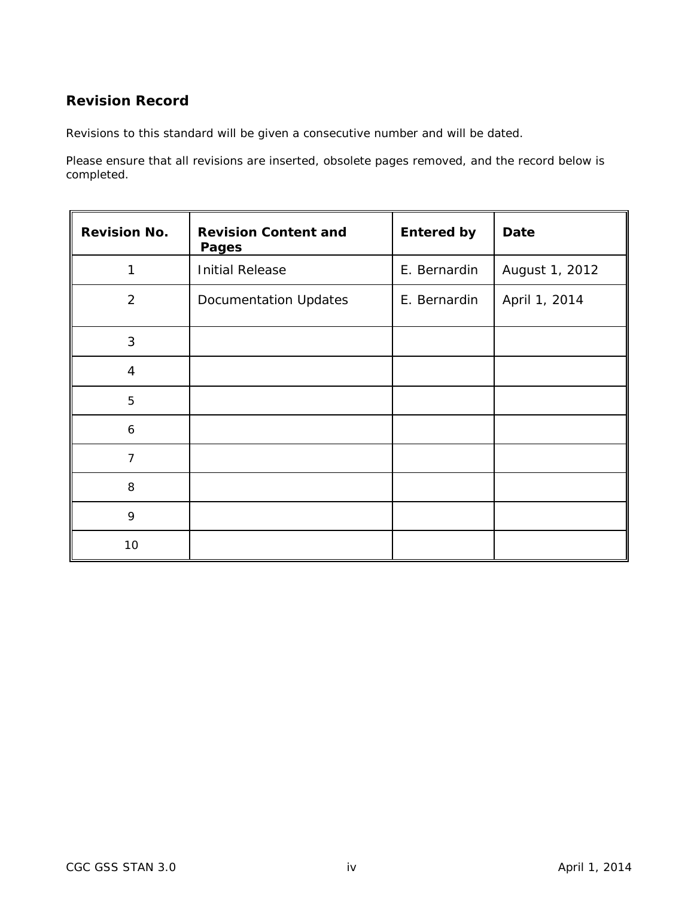## Revision Record

Revisions to this standard will be given a consecutive number and will be dated.

Please ensure that all revisions are inserted, obsolete pages removed, and the record below is completed.

| Revision No. | Revision Content and Pages | Entered by | Date |
|---|---|---|---|
| 1 | Initial Release | E. Bernardin | August 1, 2012 |
| 2 | Documentation Updates | E. Bernardin | April 1, 2014 |
| 3 | | | |
| 4 | | | |
| 5 | | | |
| 6 | | | |
| 7 | | | |
| 8 | | | |
| 9 | | | |
| 10 | | | |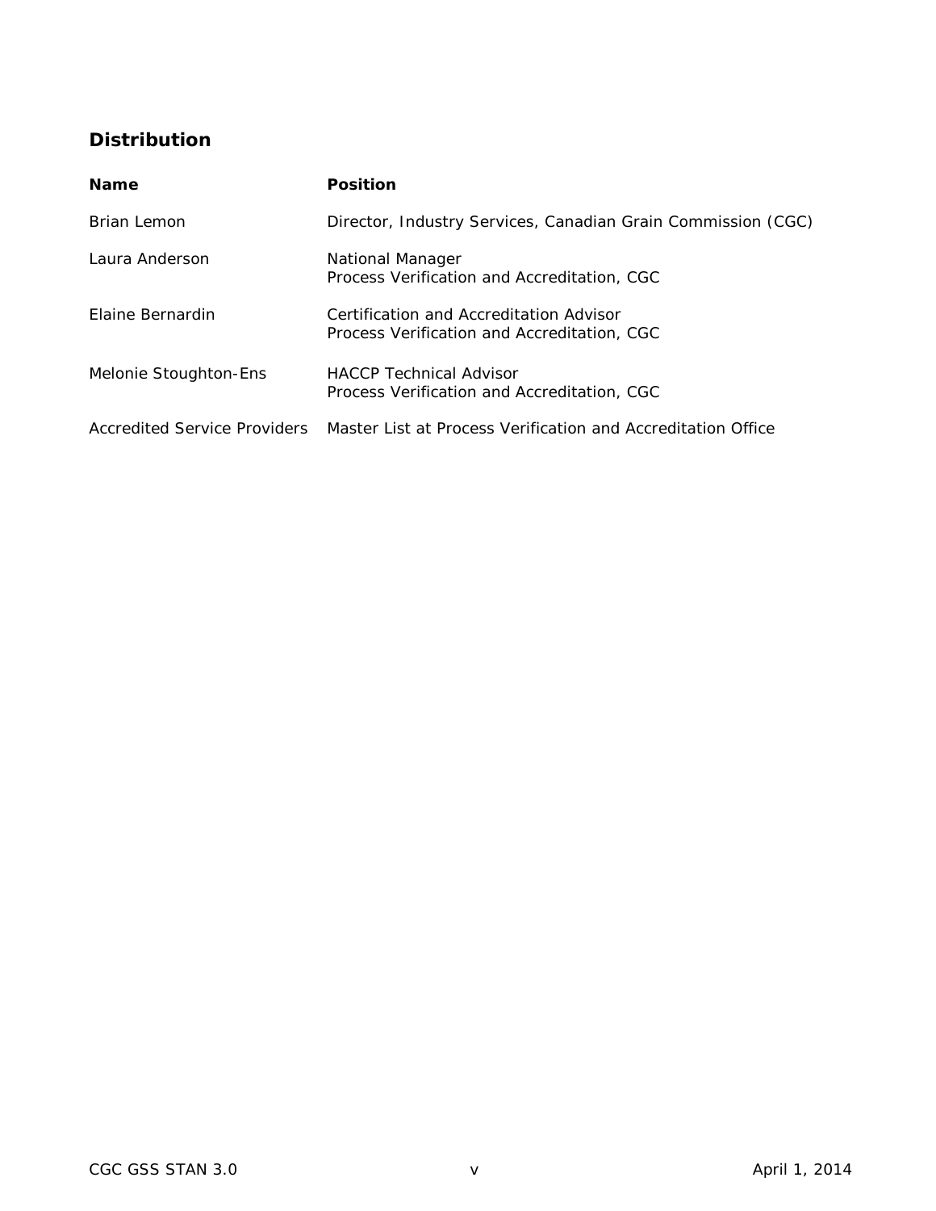## Distribution

| Name | Position |
| --- | --- |
| Brian Lemon | Director, Industry Services, Canadian Grain Commission (CGC) |
| Laura Anderson | National Manager<br>Process Verification and Accreditation, CGC |
| Elaine Bernardin | Certification and Accreditation Advisor<br>Process Verification and Accreditation, CGC |
| Melonie Stoughton-Ens | HACCP Technical Advisor<br>Process Verification and Accreditation, CGC |
| Accredited Service Providers | Master List at Process Verification and Accreditation Office |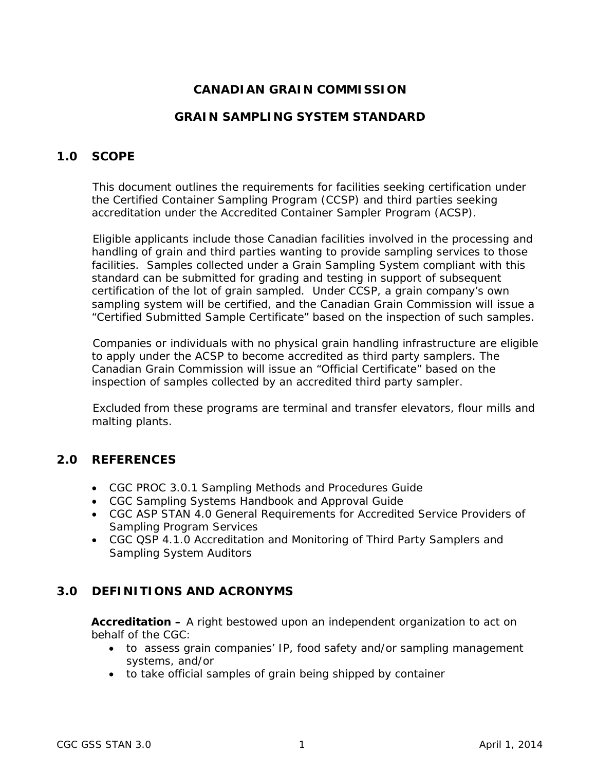# CANADIAN GRAIN COMMISSION

# GRAIN SAMPLING SYSTEM STANDARD

## 1.0 SCOPE

This document outlines the requirements for facilities seeking certification under the Certified Container Sampling Program (CCSP) and third parties seeking accreditation under the Accredited Container Sampler Program (ACSP).

Eligible applicants include those Canadian facilities involved in the processing and handling of grain and third parties wanting to provide sampling services to those facilities. Samples collected under a Grain Sampling System compliant with this standard can be submitted for grading and testing in support of subsequent certification of the lot of grain sampled. Under CCSP, a grain company's own sampling system will be certified, and the Canadian Grain Commission will issue a "Certified Submitted Sample Certificate" based on the inspection of such samples.

Companies or individuals with no physical grain handling infrastructure are eligible to apply under the ACSP to become accredited as third party samplers. The Canadian Grain Commission will issue an "Official Certificate" based on the inspection of samples collected by an accredited third party sampler.

Excluded from these programs are terminal and transfer elevators, flour mills and malting plants.

## 2.0 REFERENCES

- CGC PROC 3.0.1 Sampling Methods and Procedures Guide
- CGC Sampling Systems Handbook and Approval Guide
- CGC ASP STAN 4.0 General Requirements for Accredited Service Providers of Sampling Program Services
- CGC QSP 4.1.0 Accreditation and Monitoring of Third Party Samplers and Sampling System Auditors

## 3.0 DEFINITIONS AND ACRONYMS

**Accreditation –** A right bestowed upon an independent organization to act on behalf of the CGC:

- to assess grain companies' IP, food safety and/or sampling management systems, and/or
- to take official samples of grain being shipped by container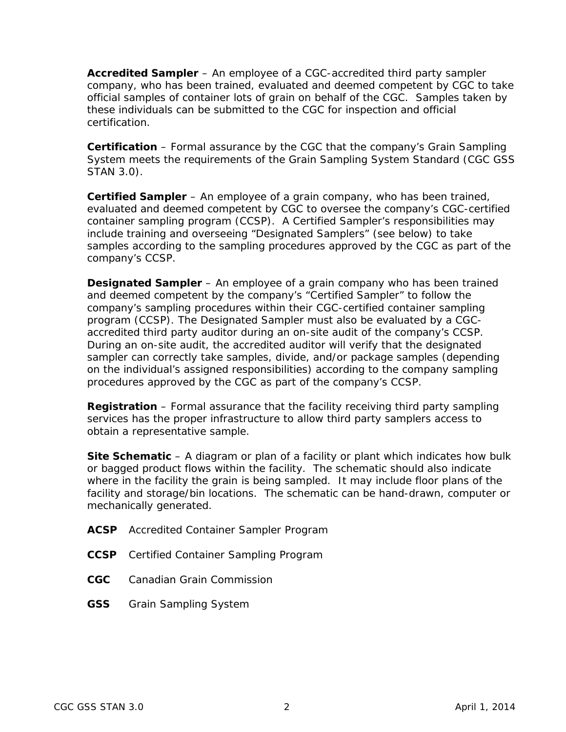**Accredited Sampler** – An employee of a CGC-accredited third party sampler company, who has been trained, evaluated and deemed competent by CGC to take official samples of container lots of grain on behalf of the CGC. Samples taken by these individuals can be submitted to the CGC for inspection and official certification.

**Certification** – Formal assurance by the CGC that the company's Grain Sampling System meets the requirements of the Grain Sampling System Standard (CGC GSS STAN 3.0).

**Certified Sampler** – An employee of a grain company, who has been trained, evaluated and deemed competent by CGC to oversee the company's CGC-certified container sampling program (CCSP). A Certified Sampler's responsibilities may include training and overseeing "Designated Samplers" (see below) to take samples according to the sampling procedures approved by the CGC as part of the company's CCSP.

**Designated Sampler** – An employee of a grain company who has been trained and deemed competent by the company's "Certified Sampler" to follow the company's sampling procedures within their CGC-certified container sampling program (CCSP). The Designated Sampler must also be evaluated by a CGC-accredited third party auditor during an on-site audit of the company's CCSP. During an on-site audit, the accredited auditor will verify that the designated sampler can correctly take samples, divide, and/or package samples (depending on the individual's assigned responsibilities) according to the company sampling procedures approved by the CGC as part of the company's CCSP.

**Registration** – Formal assurance that the facility receiving third party sampling services has the proper infrastructure to allow third party samplers access to obtain a representative sample.

**Site Schematic** – A diagram or plan of a facility or plant which indicates how bulk or bagged product flows within the facility. The schematic should also indicate where in the facility the grain is being sampled. It may include floor plans of the facility and storage/bin locations. The schematic can be hand-drawn, computer or mechanically generated.

**ACSP** Accredited Container Sampler Program

**CCSP** Certified Container Sampling Program

**CGC** Canadian Grain Commission

**GSS** Grain Sampling System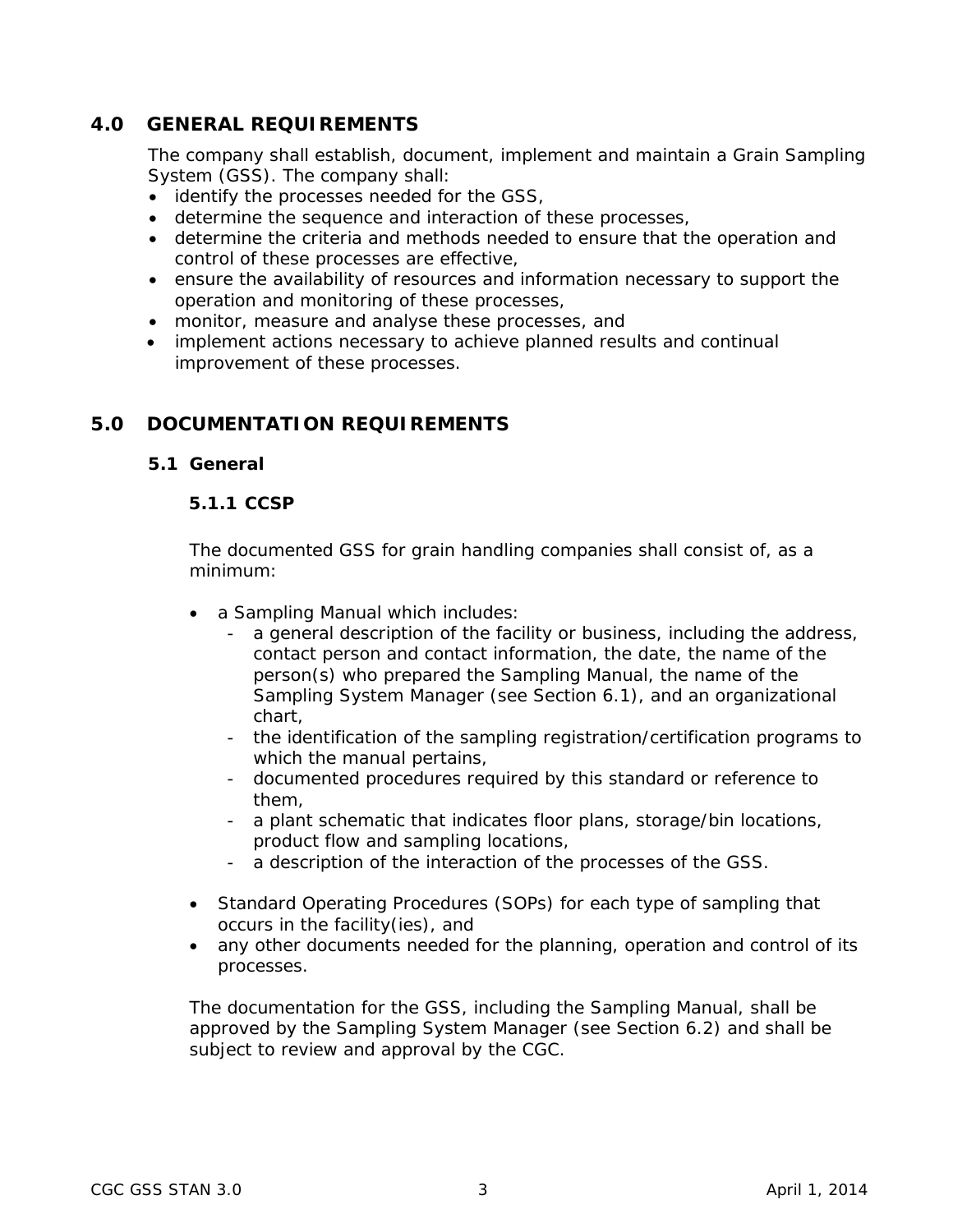## 4.0 GENERAL REQUIREMENTS

The company shall establish, document, implement and maintain a Grain Sampling System (GSS). The company shall:

- identify the processes needed for the GSS,
- determine the sequence and interaction of these processes,
- determine the criteria and methods needed to ensure that the operation and control of these processes are effective,
- ensure the availability of resources and information necessary to support the operation and monitoring of these processes,
- monitor, measure and analyse these processes, and
- implement actions necessary to achieve planned results and continual improvement of these processes.

## 5.0 DOCUMENTATION REQUIREMENTS

### 5.1 General

#### 5.1.1 CCSP

The documented GSS for grain handling companies shall consist of, as a minimum:

- a Sampling Manual which includes:
    - a general description of the facility or business, including the address, contact person and contact information, the date, the name of the person(s) who prepared the Sampling Manual, the name of the Sampling System Manager (see Section 6.1), and an organizational chart,
    - the identification of the sampling registration/certification programs to which the manual pertains,
    - documented procedures required by this standard or reference to them,
    - a plant schematic that indicates floor plans, storage/bin locations, product flow and sampling locations,
    - a description of the interaction of the processes of the GSS.
- Standard Operating Procedures (SOPs) for each type of sampling that occurs in the facility(ies), and
- any other documents needed for the planning, operation and control of its processes.

The documentation for the GSS, including the Sampling Manual, shall be approved by the Sampling System Manager (see Section 6.2) and shall be subject to review and approval by the CGC.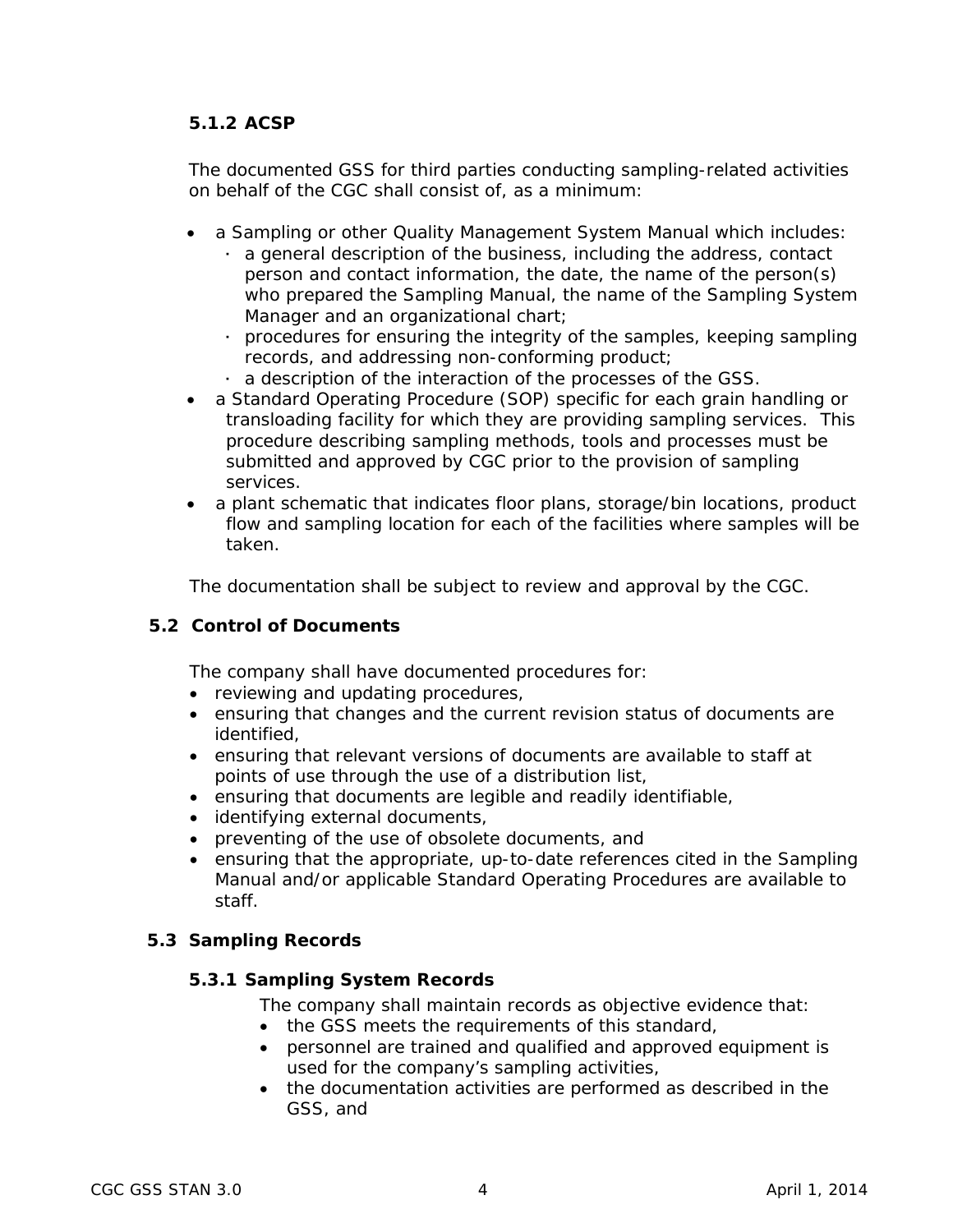### 5.1.2 ACSP

The documented GSS for third parties conducting sampling-related activities on behalf of the CGC shall consist of, as a minimum:

- a Sampling or other Quality Management System Manual which includes:
  - a general description of the business, including the address, contact person and contact information, the date, the name of the person(s) who prepared the Sampling Manual, the name of the Sampling System Manager and an organizational chart;
  - procedures for ensuring the integrity of the samples, keeping sampling records, and addressing non-conforming product;
  - a description of the interaction of the processes of the GSS.
- a Standard Operating Procedure (SOP) specific for each grain handling or transloading facility for which they are providing sampling services. This procedure describing sampling methods, tools and processes must be submitted and approved by CGC prior to the provision of sampling services.
- a plant schematic that indicates floor plans, storage/bin locations, product flow and sampling location for each of the facilities where samples will be taken.

The documentation shall be subject to review and approval by the CGC.

## 5.2 Control of Documents

The company shall have documented procedures for:

- reviewing and updating procedures,
- ensuring that changes and the current revision status of documents are identified,
- ensuring that relevant versions of documents are available to staff at points of use through the use of a distribution list,
- ensuring that documents are legible and readily identifiable,
- identifying external documents,
- preventing of the use of obsolete documents, and
- ensuring that the appropriate, up-to-date references cited in the Sampling Manual and/or applicable Standard Operating Procedures are available to staff.

## 5.3 Sampling Records

### 5.3.1 Sampling System Records

The company shall maintain records as objective evidence that:

- the GSS meets the requirements of this standard,
- personnel are trained and qualified and approved equipment is used for the company's sampling activities,
- the documentation activities are performed as described in the GSS, and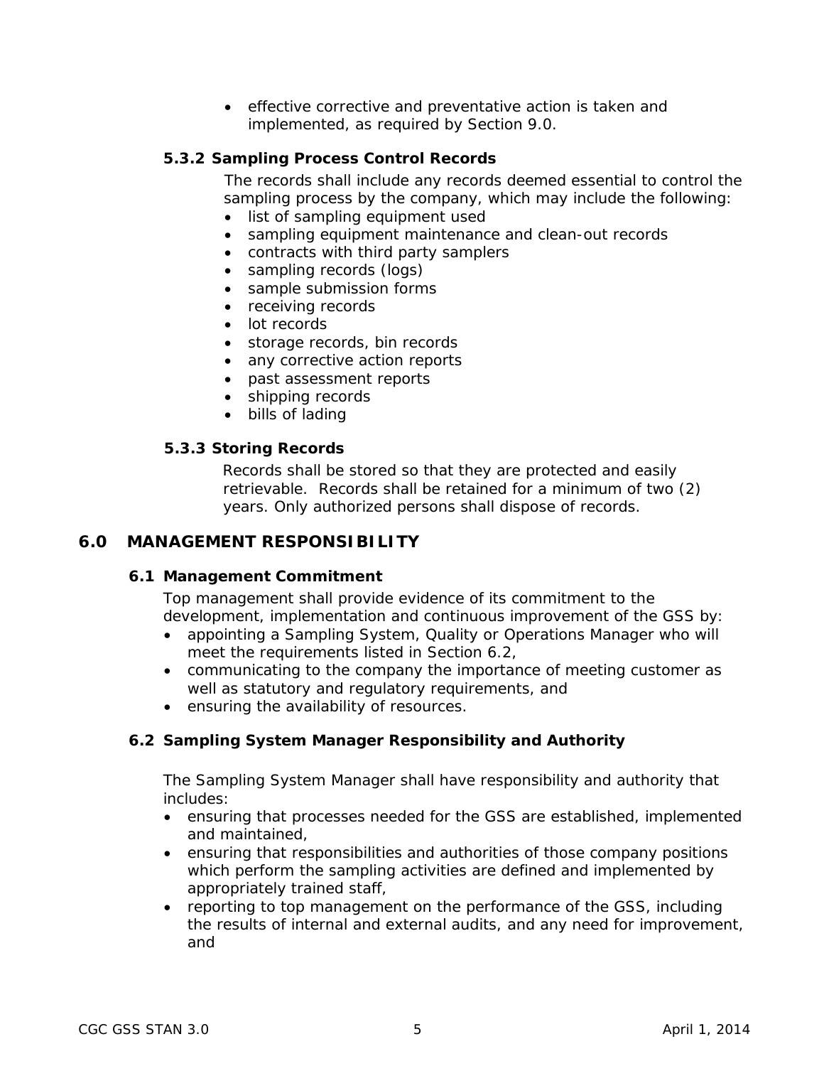- effective corrective and preventative action is taken and implemented, as required by Section 9.0.

### 5.3.2 Sampling Process Control Records

The records shall include any records deemed essential to control the sampling process by the company, which may include the following:

- list of sampling equipment used
- sampling equipment maintenance and clean-out records
- contracts with third party samplers
- sampling records (logs)
- sample submission forms
- receiving records
- lot records
- storage records, bin records
- any corrective action reports
- past assessment reports
- shipping records
- bills of lading

### 5.3.3 Storing Records

Records shall be stored so that they are protected and easily retrievable. Records shall be retained for a minimum of two (2) years. Only authorized persons shall dispose of records.

# 6.0 MANAGEMENT RESPONSIBILITY

## 6.1 Management Commitment

Top management shall provide evidence of its commitment to the development, implementation and continuous improvement of the GSS by:

- appointing a Sampling System, Quality or Operations Manager who will meet the requirements listed in Section 6.2,
- communicating to the company the importance of meeting customer as well as statutory and regulatory requirements, and
- ensuring the availability of resources.

## 6.2 Sampling System Manager Responsibility and Authority

The Sampling System Manager shall have responsibility and authority that includes:

- ensuring that processes needed for the GSS are established, implemented and maintained,
- ensuring that responsibilities and authorities of those company positions which perform the sampling activities are defined and implemented by appropriately trained staff,
- reporting to top management on the performance of the GSS, including the results of internal and external audits, and any need for improvement, and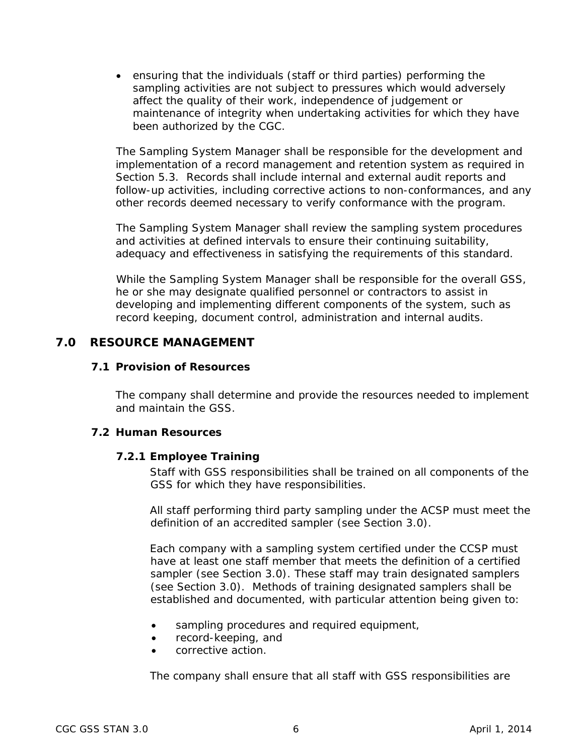- ensuring that the individuals (staff or third parties) performing the sampling activities are not subject to pressures which would adversely affect the quality of their work, independence of judgement or maintenance of integrity when undertaking activities for which they have been authorized by the CGC.

The Sampling System Manager shall be responsible for the development and implementation of a record management and retention system as required in Section 5.3. Records shall include internal and external audit reports and follow-up activities, including corrective actions to non-conformances, and any other records deemed necessary to verify conformance with the program.

The Sampling System Manager shall review the sampling system procedures and activities at defined intervals to ensure their continuing suitability, adequacy and effectiveness in satisfying the requirements of this standard.

While the Sampling System Manager shall be responsible for the overall GSS, he or she may designate qualified personnel or contractors to assist in developing and implementing different components of the system, such as record keeping, document control, administration and internal audits.

# 7.0 RESOURCE MANAGEMENT

## 7.1 Provision of Resources

The company shall determine and provide the resources needed to implement and maintain the GSS.

## 7.2 Human Resources

### 7.2.1 Employee Training

Staff with GSS responsibilities shall be trained on all components of the GSS for which they have responsibilities.

All staff performing third party sampling under the ACSP must meet the definition of an accredited sampler (see Section 3.0).

Each company with a sampling system certified under the CCSP must have at least one staff member that meets the definition of a certified sampler (see Section 3.0). These staff may train designated samplers (see Section 3.0). Methods of training designated samplers shall be established and documented, with particular attention being given to:

- sampling procedures and required equipment,
- record-keeping, and
- corrective action.

The company shall ensure that all staff with GSS responsibilities are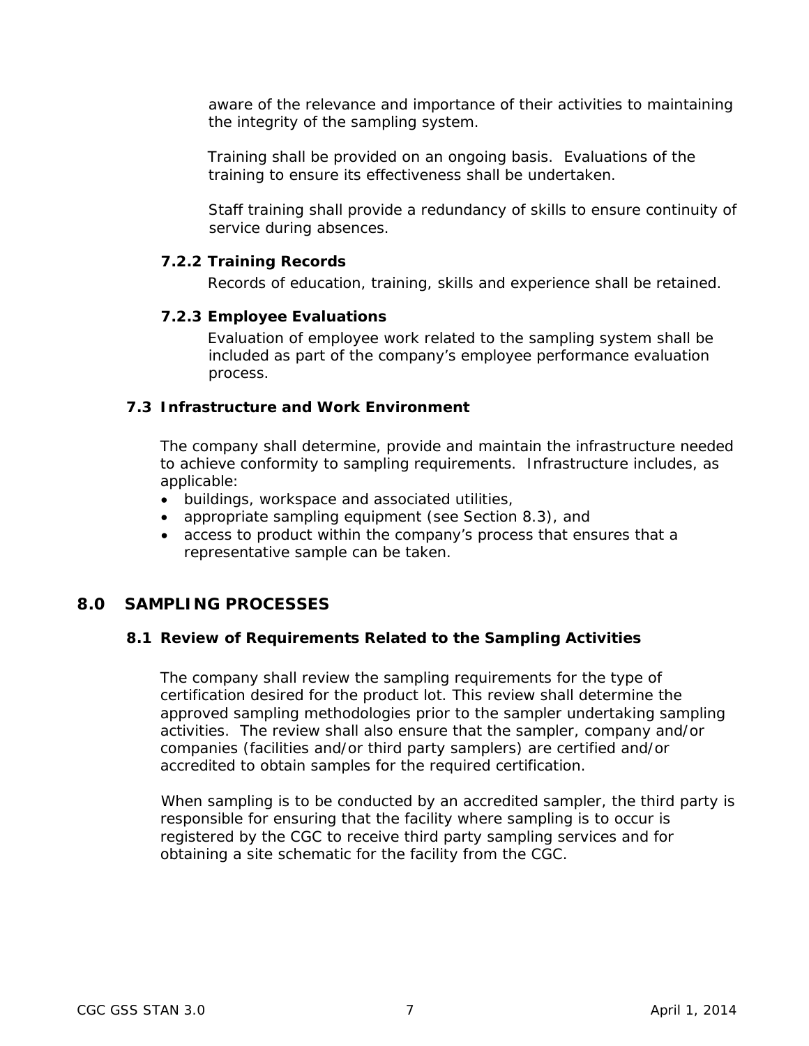aware of the relevance and importance of their activities to maintaining the integrity of the sampling system.

Training shall be provided on an ongoing basis. Evaluations of the training to ensure its effectiveness shall be undertaken.

Staff training shall provide a redundancy of skills to ensure continuity of service during absences.

#### 7.2.2 Training Records

Records of education, training, skills and experience shall be retained.

#### 7.2.3 Employee Evaluations

Evaluation of employee work related to the sampling system shall be included as part of the company's employee performance evaluation process.

### 7.3 Infrastructure and Work Environment

The company shall determine, provide and maintain the infrastructure needed to achieve conformity to sampling requirements. Infrastructure includes, as applicable:

- buildings, workspace and associated utilities,
- appropriate sampling equipment (see Section 8.3), and
- access to product within the company's process that ensures that a representative sample can be taken.

## 8.0 SAMPLING PROCESSES

### 8.1 Review of Requirements Related to the Sampling Activities

The company shall review the sampling requirements for the type of certification desired for the product lot. This review shall determine the approved sampling methodologies prior to the sampler undertaking sampling activities. The review shall also ensure that the sampler, company and/or companies (facilities and/or third party samplers) are certified and/or accredited to obtain samples for the required certification.

When sampling is to be conducted by an accredited sampler, the third party is responsible for ensuring that the facility where sampling is to occur is registered by the CGC to receive third party sampling services and for obtaining a site schematic for the facility from the CGC.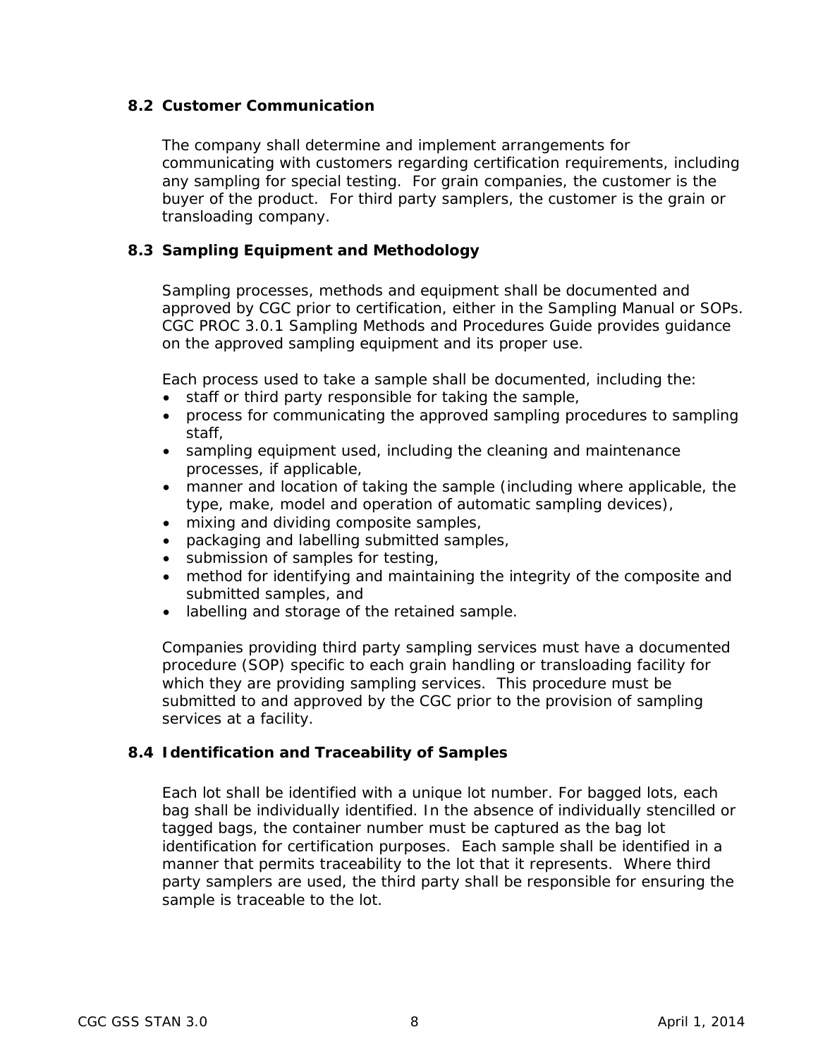### 8.2 Customer Communication

The company shall determine and implement arrangements for communicating with customers regarding certification requirements, including any sampling for special testing. For grain companies, the customer is the buyer of the product. For third party samplers, the customer is the grain or transloading company.

### 8.3 Sampling Equipment and Methodology

Sampling processes, methods and equipment shall be documented and approved by CGC prior to certification, either in the Sampling Manual or SOPs. CGC PROC 3.0.1 Sampling Methods and Procedures Guide provides guidance on the approved sampling equipment and its proper use.

Each process used to take a sample shall be documented, including the:

- staff or third party responsible for taking the sample,
- process for communicating the approved sampling procedures to sampling staff,
- sampling equipment used, including the cleaning and maintenance processes, if applicable,
- manner and location of taking the sample (including where applicable, the type, make, model and operation of automatic sampling devices),
- mixing and dividing composite samples,
- packaging and labelling submitted samples,
- submission of samples for testing,
- method for identifying and maintaining the integrity of the composite and submitted samples, and
- labelling and storage of the retained sample.

Companies providing third party sampling services must have a documented procedure (SOP) specific to each grain handling or transloading facility for which they are providing sampling services. This procedure must be submitted to and approved by the CGC prior to the provision of sampling services at a facility.

### 8.4 Identification and Traceability of Samples

Each lot shall be identified with a unique lot number. For bagged lots, each bag shall be individually identified. In the absence of individually stencilled or tagged bags, the container number must be captured as the bag lot identification for certification purposes. Each sample shall be identified in a manner that permits traceability to the lot that it represents. Where third party samplers are used, the third party shall be responsible for ensuring the sample is traceable to the lot.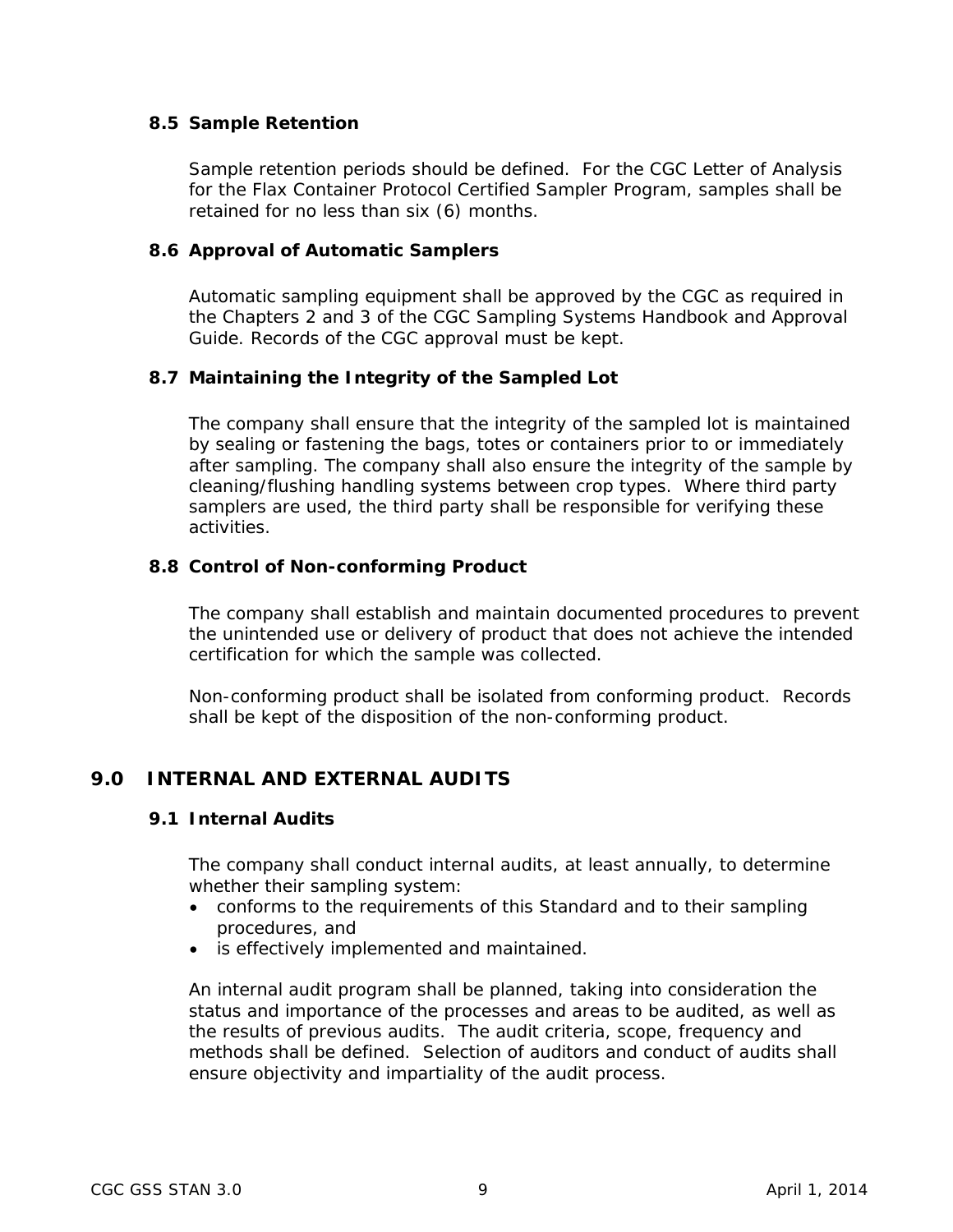### 8.5 Sample Retention

Sample retention periods should be defined. For the CGC Letter of Analysis for the Flax Container Protocol Certified Sampler Program, samples shall be retained for no less than six (6) months.

### 8.6 Approval of Automatic Samplers

Automatic sampling equipment shall be approved by the CGC as required in the Chapters 2 and 3 of the CGC Sampling Systems Handbook and Approval Guide. Records of the CGC approval must be kept.

### 8.7 Maintaining the Integrity of the Sampled Lot

The company shall ensure that the integrity of the sampled lot is maintained by sealing or fastening the bags, totes or containers prior to or immediately after sampling. The company shall also ensure the integrity of the sample by cleaning/flushing handling systems between crop types. Where third party samplers are used, the third party shall be responsible for verifying these activities.

### 8.8 Control of Non-conforming Product

The company shall establish and maintain documented procedures to prevent the unintended use or delivery of product that does not achieve the intended certification for which the sample was collected.

Non-conforming product shall be isolated from conforming product. Records shall be kept of the disposition of the non-conforming product.

## 9.0 INTERNAL AND EXTERNAL AUDITS

### 9.1 Internal Audits

The company shall conduct internal audits, at least annually, to determine whether their sampling system:

- conforms to the requirements of this Standard and to their sampling procedures, and
- is effectively implemented and maintained.

An internal audit program shall be planned, taking into consideration the status and importance of the processes and areas to be audited, as well as the results of previous audits. The audit criteria, scope, frequency and methods shall be defined. Selection of auditors and conduct of audits shall ensure objectivity and impartiality of the audit process.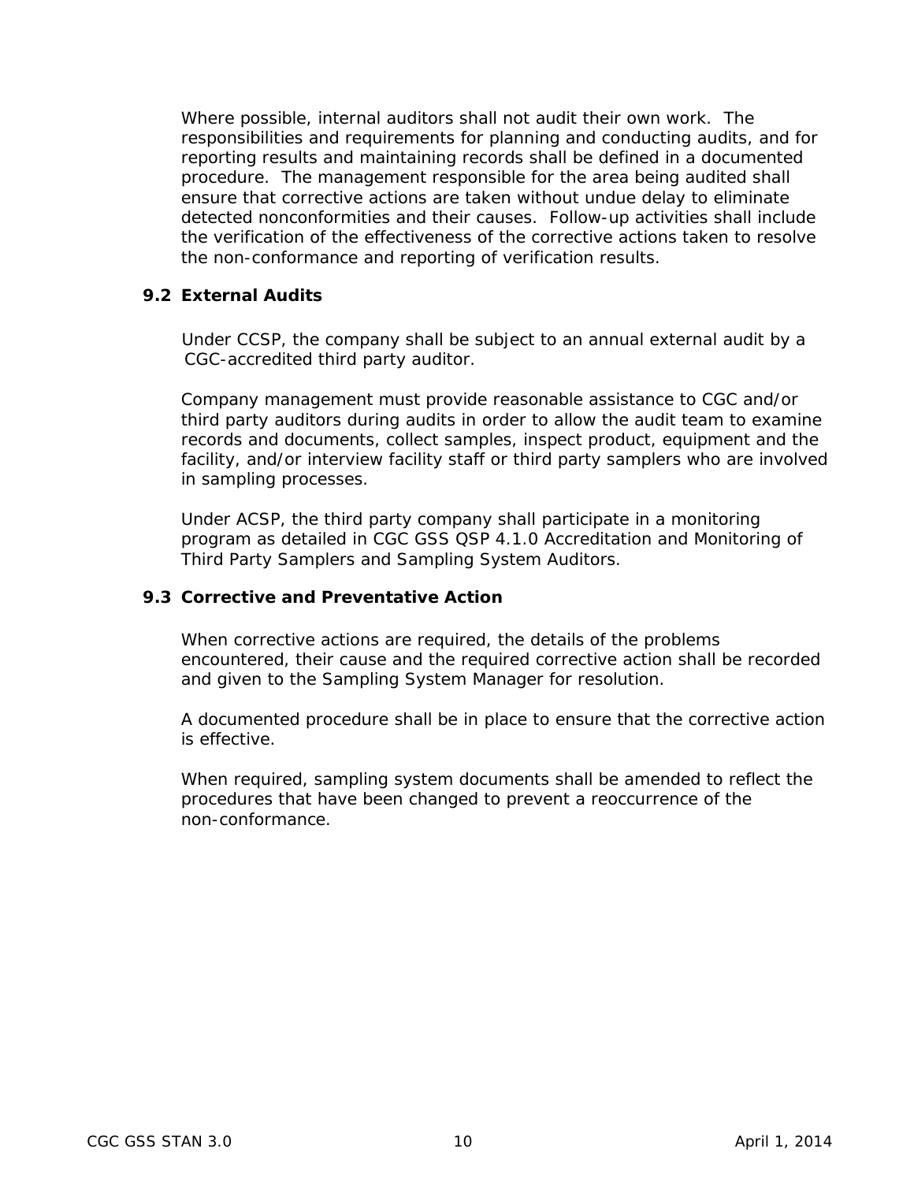Where possible, internal auditors shall not audit their own work. The responsibilities and requirements for planning and conducting audits, and for reporting results and maintaining records shall be defined in a documented procedure. The management responsible for the area being audited shall ensure that corrective actions are taken without undue delay to eliminate detected nonconformities and their causes. Follow-up activities shall include the verification of the effectiveness of the corrective actions taken to resolve the non-conformance and reporting of verification results.

### 9.2 External Audits

Under CCSP, the company shall be subject to an annual external audit by a CGC-accredited third party auditor.

Company management must provide reasonable assistance to CGC and/or third party auditors during audits in order to allow the audit team to examine records and documents, collect samples, inspect product, equipment and the facility, and/or interview facility staff or third party samplers who are involved in sampling processes.

Under ACSP, the third party company shall participate in a monitoring program as detailed in CGC GSS QSP 4.1.0 Accreditation and Monitoring of Third Party Samplers and Sampling System Auditors.

### 9.3 Corrective and Preventative Action

When corrective actions are required, the details of the problems encountered, their cause and the required corrective action shall be recorded and given to the Sampling System Manager for resolution.

A documented procedure shall be in place to ensure that the corrective action is effective.

When required, sampling system documents shall be amended to reflect the procedures that have been changed to prevent a reoccurrence of the non-conformance.